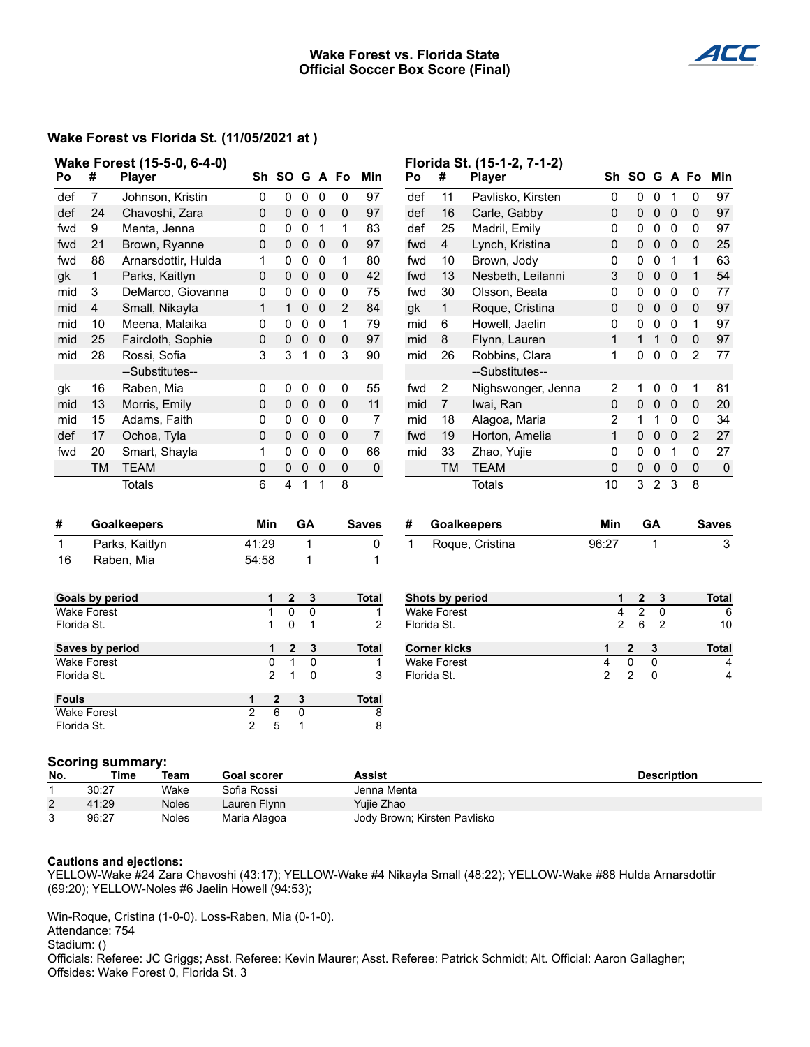# Wake Forest vs. Florida State
## Official Soccer Box Score (Final)

### Wake Forest vs Florida St. (11/05/2021 at )

**Wake Forest (15-5-0, 6-4-0)**

| Po | # | Player | Sh | SO | G | A | Fo | Min |
|---|---|---|---|---|---|---|---|---|
| def | 7 | Johnson, Kristin | 0 | 0 | 0 | 0 | 0 | 97 |
| def | 24 | Chavoshi, Zara | 0 | 0 | 0 | 0 | 0 | 97 |
| fwd | 9 | Menta, Jenna | 0 | 0 | 0 | 1 | 1 | 83 |
| fwd | 21 | Brown, Ryanne | 0 | 0 | 0 | 0 | 0 | 97 |
| fwd | 88 | Arnarsdottir, Hulda | 1 | 0 | 0 | 0 | 1 | 80 |
| gk | 1 | Parks, Kaitlyn | 0 | 0 | 0 | 0 | 0 | 42 |
| mid | 3 | DeMarco, Giovanna | 0 | 0 | 0 | 0 | 0 | 75 |
| mid | 4 | Small, Nikayla | 1 | 1 | 0 | 0 | 2 | 84 |
| mid | 10 | Meena, Malaika | 0 | 0 | 0 | 0 | 1 | 79 |
| mid | 25 | Faircloth, Sophie | 0 | 0 | 0 | 0 | 0 | 97 |
| mid | 28 | Rossi, Sofia | 3 | 3 | 1 | 0 | 3 | 90 |
| | | --Substitutes-- | | | | | | |
| gk | 16 | Raben, Mia | 0 | 0 | 0 | 0 | 0 | 55 |
| mid | 13 | Morris, Emily | 0 | 0 | 0 | 0 | 0 | 11 |
| mid | 15 | Adams, Faith | 0 | 0 | 0 | 0 | 0 | 7 |
| def | 17 | Ochoa, Tyla | 0 | 0 | 0 | 0 | 0 | 7 |
| fwd | 20 | Smart, Shayla | 1 | 0 | 0 | 0 | 0 | 66 |
| | TM | TEAM | 0 | 0 | 0 | 0 | 0 | 0 |
| | | Totals | 6 | 4 | 1 | 1 | 8 | |

**Florida St. (15-1-2, 7-1-2)**

| Po | # | Player | Sh | SO | G | A | Fo | Min |
|---|---|---|---|---|---|---|---|---|
| def | 11 | Pavlisko, Kirsten | 0 | 0 | 0 | 1 | 0 | 97 |
| def | 16 | Carle, Gabby | 0 | 0 | 0 | 0 | 0 | 97 |
| def | 25 | Madril, Emily | 0 | 0 | 0 | 0 | 0 | 97 |
| fwd | 4 | Lynch, Kristina | 0 | 0 | 0 | 0 | 0 | 25 |
| fwd | 10 | Brown, Jody | 0 | 0 | 0 | 1 | 1 | 63 |
| fwd | 13 | Nesbeth, Leilanni | 3 | 0 | 0 | 0 | 1 | 54 |
| fwd | 30 | Olsson, Beata | 0 | 0 | 0 | 0 | 0 | 77 |
| gk | 1 | Roque, Cristina | 0 | 0 | 0 | 0 | 0 | 97 |
| mid | 6 | Howell, Jaelin | 0 | 0 | 0 | 0 | 1 | 97 |
| mid | 8 | Flynn, Lauren | 1 | 1 | 1 | 0 | 0 | 97 |
| mid | 26 | Robbins, Clara | 1 | 0 | 0 | 0 | 2 | 77 |
| | | --Substitutes-- | | | | | | |
| fwd | 2 | Nighswonger, Jenna | 2 | 1 | 0 | 0 | 1 | 81 |
| mid | 7 | Iwai, Ran | 0 | 0 | 0 | 0 | 0 | 20 |
| mid | 18 | Alagoa, Maria | 2 | 1 | 1 | 0 | 0 | 34 |
| fwd | 19 | Horton, Amelia | 1 | 0 | 0 | 0 | 2 | 27 |
| mid | 33 | Zhao, Yujie | 0 | 0 | 0 | 1 | 0 | 27 |
| | TM | TEAM | 0 | 0 | 0 | 0 | 0 | 0 |
| | | Totals | 10 | 3 | 2 | 3 | 8 | |

| # | Goalkeepers | Min | GA | Saves |
|---|---|---|---|---|
| 1 | Parks, Kaitlyn | 41:29 | 1 | 0 |
| 16 | Raben, Mia | 54:58 | 1 | 1 |

| # | Goalkeepers | Min | GA | Saves |
|---|---|---|---|---|
| 1 | Roque, Cristina | 96:27 | 1 | 3 |

| Goals by period | 1 | 2 | 3 | Total |
|---|---|---|---|---|
| Wake Forest | 1 | 0 | 0 | 1 |
| Florida St. | 1 | 0 | 1 | 2 |

| Saves by period | 1 | 2 | 3 | Total |
|---|---|---|---|---|
| Wake Forest | 0 | 1 | 0 | 1 |
| Florida St. | 2 | 1 | 0 | 3 |

| Fouls | 1 | 2 | 3 | Total |
|---|---|---|---|---|
| Wake Forest | 2 | 6 | 0 | 8 |
| Florida St. | 2 | 5 | 1 | 8 |

| Shots by period | 1 | 2 | 3 | Total |
|---|---|---|---|---|
| Wake Forest | 4 | 2 | 0 | 6 |
| Florida St. | 2 | 6 | 2 | 10 |

| Corner kicks | 1 | 2 | 3 | Total |
|---|---|---|---|---|
| Wake Forest | 4 | 0 | 0 | 4 |
| Florida St. | 2 | 2 | 0 | 4 |

### Scoring summary:

| No. | Time | Team | Goal scorer | Assist | Description |
|---|---|---|---|---|---|
| 1 | 30:27 | Wake | Sofia Rossi | Jenna Menta | |
| 2 | 41:29 | Noles | Lauren Flynn | Yujie Zhao | |
| 3 | 96:27 | Noles | Maria Alagoa | Jody Brown; Kirsten Pavlisko | |

**Cautions and ejections:**

YELLOW-Wake #24 Zara Chavoshi (43:17); YELLOW-Wake #4 Nikayla Small (48:22); YELLOW-Wake #88 Hulda Arnarsdottir (69:20); YELLOW-Noles #6 Jaelin Howell (94:53);

Win-Roque, Cristina (1-0-0). Loss-Raben, Mia (0-1-0).
Attendance: 754
Stadium: ()
Officials: Referee: JC Griggs; Asst. Referee: Kevin Maurer; Asst. Referee: Patrick Schmidt; Alt. Official: Aaron Gallagher;
Offsides: Wake Forest 0, Florida St. 3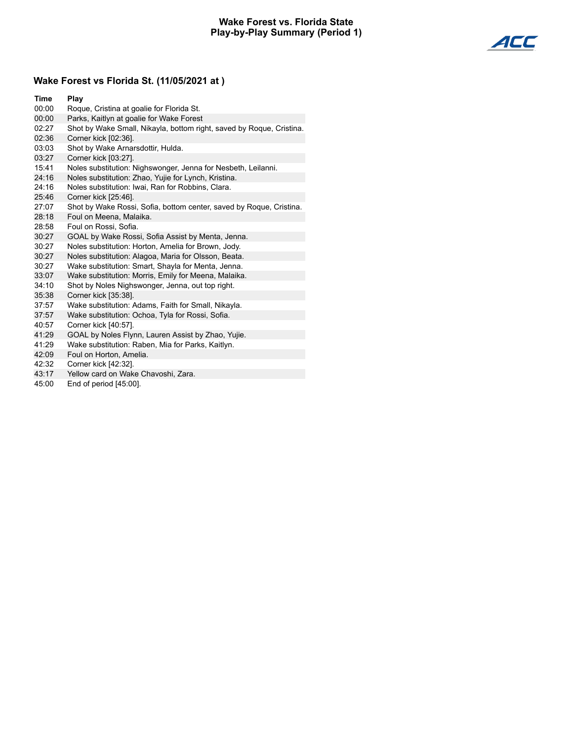# Wake Forest vs. Florida State
## Play-by-Play Summary (Period 1)

### Wake Forest vs Florida St. (11/05/2021 at )

| Time | Play |
|---|---|
| 00:00 | Roque, Cristina at goalie for Florida St. |
| 00:00 | Parks, Kaitlyn at goalie for Wake Forest |
| 02:27 | Shot by Wake Small, Nikayla, bottom right, saved by Roque, Cristina. |
| 02:36 | Corner kick [02:36]. |
| 03:03 | Shot by Wake Arnarsdottir, Hulda. |
| 03:27 | Corner kick [03:27]. |
| 15:41 | Noles substitution: Nighswonger, Jenna for Nesbeth, Leilanni. |
| 24:16 | Noles substitution: Zhao, Yujie for Lynch, Kristina. |
| 24:16 | Noles substitution: Iwai, Ran for Robbins, Clara. |
| 25:46 | Corner kick [25:46]. |
| 27:07 | Shot by Wake Rossi, Sofia, bottom center, saved by Roque, Cristina. |
| 28:18 | Foul on Meena, Malaika. |
| 28:58 | Foul on Rossi, Sofia. |
| 30:27 | GOAL by Wake Rossi, Sofia Assist by Menta, Jenna. |
| 30:27 | Noles substitution: Horton, Amelia for Brown, Jody. |
| 30:27 | Noles substitution: Alagoa, Maria for Olsson, Beata. |
| 30:27 | Wake substitution: Smart, Shayla for Menta, Jenna. |
| 33:07 | Wake substitution: Morris, Emily for Meena, Malaika. |
| 34:10 | Shot by Noles Nighswonger, Jenna, out top right. |
| 35:38 | Corner kick [35:38]. |
| 37:57 | Wake substitution: Adams, Faith for Small, Nikayla. |
| 37:57 | Wake substitution: Ochoa, Tyla for Rossi, Sofia. |
| 40:57 | Corner kick [40:57]. |
| 41:29 | GOAL by Noles Flynn, Lauren Assist by Zhao, Yujie. |
| 41:29 | Wake substitution: Raben, Mia for Parks, Kaitlyn. |
| 42:09 | Foul on Horton, Amelia. |
| 42:32 | Corner kick [42:32]. |
| 43:17 | Yellow card on Wake Chavoshi, Zara. |
| 45:00 | End of period [45:00]. |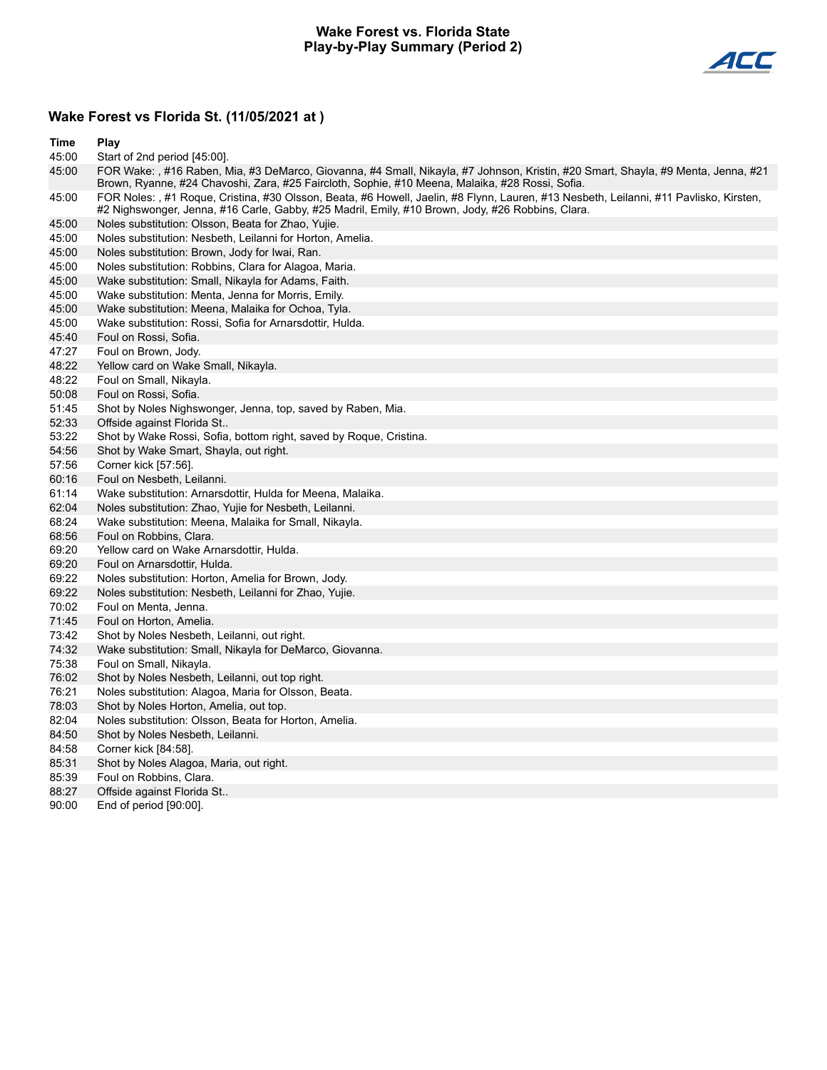# Wake Forest vs. Florida State
## Play-by-Play Summary (Period 2)

### Wake Forest vs Florida St. (11/05/2021 at )

| Time | Play |
|---|---|
| 45:00 | Start of 2nd period [45:00]. |
| 45:00 | FOR Wake: , #16 Raben, Mia, #3 DeMarco, Giovanna, #4 Small, Nikayla, #7 Johnson, Kristin, #20 Smart, Shayla, #9 Menta, Jenna, #21 Brown, Ryanne, #24 Chavoshi, Zara, #25 Faircloth, Sophie, #10 Meena, Malaika, #28 Rossi, Sofia. |
| 45:00 | FOR Noles: , #1 Roque, Cristina, #30 Olsson, Beata, #6 Howell, Jaelin, #8 Flynn, Lauren, #13 Nesbeth, Leilanni, #11 Pavlisko, Kirsten, #2 Nighswonger, Jenna, #16 Carle, Gabby, #25 Madril, Emily, #10 Brown, Jody, #26 Robbins, Clara. |
| 45:00 | Noles substitution: Olsson, Beata for Zhao, Yujie. |
| 45:00 | Noles substitution: Nesbeth, Leilanni for Horton, Amelia. |
| 45:00 | Noles substitution: Brown, Jody for Iwai, Ran. |
| 45:00 | Noles substitution: Robbins, Clara for Alagoa, Maria. |
| 45:00 | Wake substitution: Small, Nikayla for Adams, Faith. |
| 45:00 | Wake substitution: Menta, Jenna for Morris, Emily. |
| 45:00 | Wake substitution: Meena, Malaika for Ochoa, Tyla. |
| 45:00 | Wake substitution: Rossi, Sofia for Arnarsdottir, Hulda. |
| 45:40 | Foul on Rossi, Sofia. |
| 47:27 | Foul on Brown, Jody. |
| 48:22 | Yellow card on Wake Small, Nikayla. |
| 48:22 | Foul on Small, Nikayla. |
| 50:08 | Foul on Rossi, Sofia. |
| 51:45 | Shot by Noles Nighswonger, Jenna, top, saved by Raben, Mia. |
| 52:33 | Offside against Florida St.. |
| 53:22 | Shot by Wake Rossi, Sofia, bottom right, saved by Roque, Cristina. |
| 54:56 | Shot by Wake Smart, Shayla, out right. |
| 57:56 | Corner kick [57:56]. |
| 60:16 | Foul on Nesbeth, Leilanni. |
| 61:14 | Wake substitution: Arnarsdottir, Hulda for Meena, Malaika. |
| 62:04 | Noles substitution: Zhao, Yujie for Nesbeth, Leilanni. |
| 68:24 | Wake substitution: Meena, Malaika for Small, Nikayla. |
| 68:56 | Foul on Robbins, Clara. |
| 69:20 | Yellow card on Wake Arnarsdottir, Hulda. |
| 69:20 | Foul on Arnarsdottir, Hulda. |
| 69:22 | Noles substitution: Horton, Amelia for Brown, Jody. |
| 69:22 | Noles substitution: Nesbeth, Leilanni for Zhao, Yujie. |
| 70:02 | Foul on Menta, Jenna. |
| 71:45 | Foul on Horton, Amelia. |
| 73:42 | Shot by Noles Nesbeth, Leilanni, out right. |
| 74:32 | Wake substitution: Small, Nikayla for DeMarco, Giovanna. |
| 75:38 | Foul on Small, Nikayla. |
| 76:02 | Shot by Noles Nesbeth, Leilanni, out top right. |
| 76:21 | Noles substitution: Alagoa, Maria for Olsson, Beata. |
| 78:03 | Shot by Noles Horton, Amelia, out top. |
| 82:04 | Noles substitution: Olsson, Beata for Horton, Amelia. |
| 84:50 | Shot by Noles Nesbeth, Leilanni. |
| 84:58 | Corner kick [84:58]. |
| 85:31 | Shot by Noles Alagoa, Maria, out right. |
| 85:39 | Foul on Robbins, Clara. |
| 88:27 | Offside against Florida St.. |
| 90:00 | End of period [90:00]. |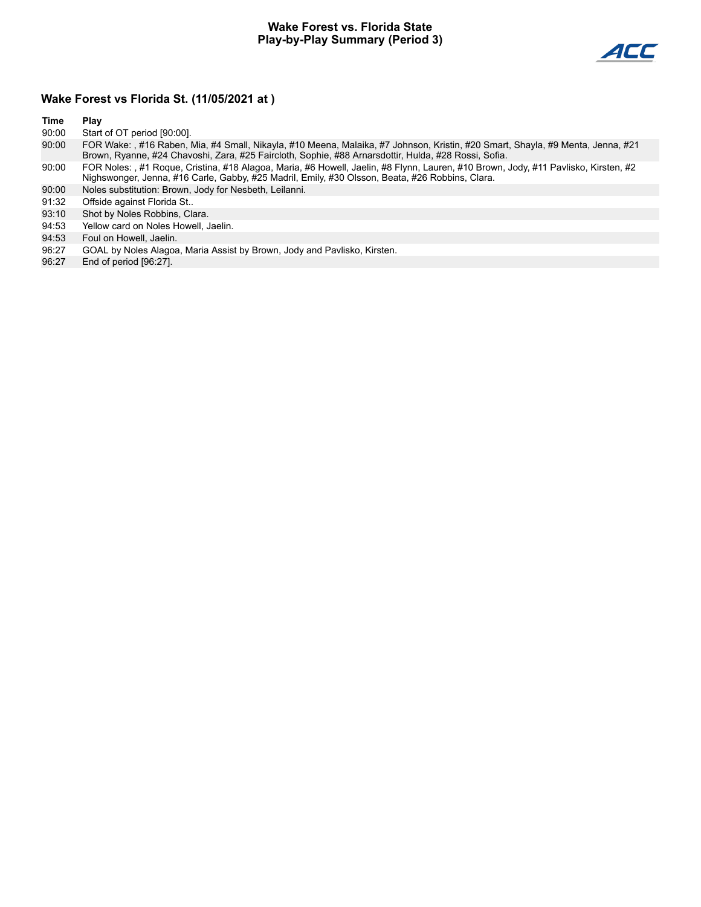**Wake Forest vs. Florida State**
**Play-by-Play Summary (Period 3)**

### Wake Forest vs Florida St. (11/05/2021 at )

| Time | Play |
| --- | --- |
| 90:00 | Start of OT period [90:00]. |
| 90:00 | FOR Wake: , #16 Raben, Mia, #4 Small, Nikayla, #10 Meena, Malaika, #7 Johnson, Kristin, #20 Smart, Shayla, #9 Menta, Jenna, #21 Brown, Ryanne, #24 Chavoshi, Zara, #25 Faircloth, Sophie, #88 Arnarsdottir, Hulda, #28 Rossi, Sofia. |
| 90:00 | FOR Noles: , #1 Roque, Cristina, #18 Alagoa, Maria, #6 Howell, Jaelin, #8 Flynn, Lauren, #10 Brown, Jody, #11 Pavlisko, Kirsten, #2 Nighswonger, Jenna, #16 Carle, Gabby, #25 Madril, Emily, #30 Olsson, Beata, #26 Robbins, Clara. |
| 90:00 | Noles substitution: Brown, Jody for Nesbeth, Leilanni. |
| 91:32 | Offside against Florida St.. |
| 93:10 | Shot by Noles Robbins, Clara. |
| 94:53 | Yellow card on Noles Howell, Jaelin. |
| 94:53 | Foul on Howell, Jaelin. |
| 96:27 | GOAL by Noles Alagoa, Maria Assist by Brown, Jody and Pavlisko, Kirsten. |
| 96:27 | End of period [96:27]. |